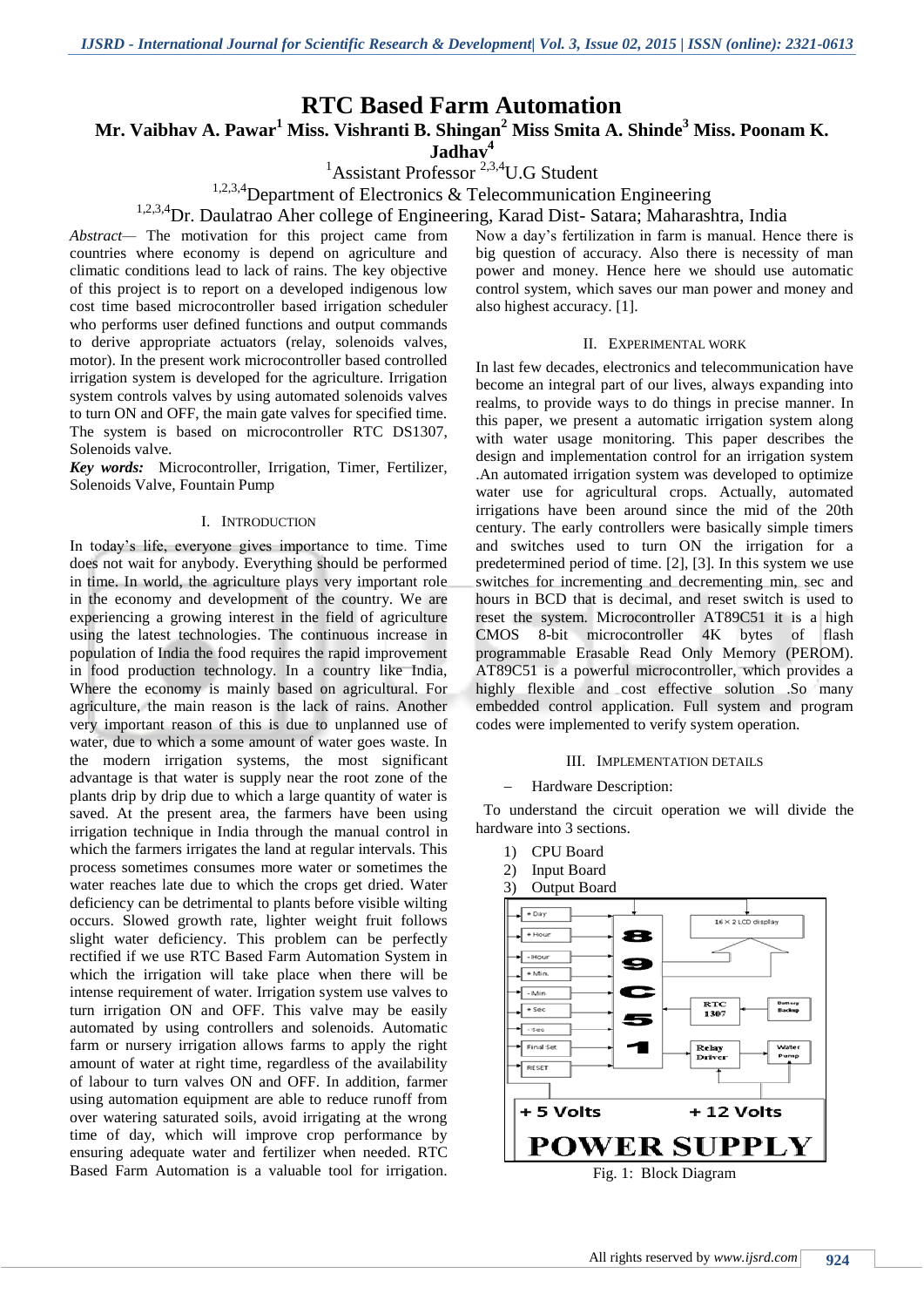# RTC Based Farm Automation

**Mr. Vaibhav A. Pawar[1] Miss. Vishranti B. Shingan[2] Miss Smita A. Shinde[3] Miss. Poonam K. Jadhav[4]**

[1]Assistant Professor [2,3,4]U.G Student

[1,2,3,4]Department of Electronics & Telecommunication Engineering

[1,2,3,4]Dr. Daulatrao Aher college of Engineering, Karad Dist- Satara; Maharashtra, India

*Abstract*— The motivation for this project came from countries where economy is depend on agriculture and climatic conditions lead to lack of rains. The key objective of this project is to report on a developed indigenous low cost time based microcontroller based irrigation scheduler who performs user defined functions and output commands to derive appropriate actuators (relay, solenoids valves, motor). In the present work microcontroller based controlled irrigation system is developed for the agriculture. Irrigation system controls valves by using automated solenoids valves to turn ON and OFF, the main gate valves for specified time. The system is based on microcontroller RTC DS1307, Solenoids valve.

***Key words:*** Microcontroller, Irrigation, Timer, Fertilizer, Solenoids Valve, Fountain Pump

## I. Introduction

In today's life, everyone gives importance to time. Time does not wait for anybody. Everything should be performed in time. In world, the agriculture plays very important role in the economy and development of the country. We are experiencing a growing interest in the field of agriculture using the latest technologies. The continuous increase in population of India the food requires the rapid improvement in food production technology. In a country like India, Where the economy is mainly based on agricultural. For agriculture, the main reason is the lack of rains. Another very important reason of this is due to unplanned use of water, due to which a some amount of water goes waste. In the modern irrigation systems, the most significant advantage is that water is supply near the root zone of the plants drip by drip due to which a large quantity of water is saved. At the present area, the farmers have been using irrigation technique in India through the manual control in which the farmers irrigates the land at regular intervals. This process sometimes consumes more water or sometimes the water reaches late due to which the crops get dried. Water deficiency can be detrimental to plants before visible wilting occurs. Slowed growth rate, lighter weight fruit follows slight water deficiency. This problem can be perfectly rectified if we use RTC Based Farm Automation System in which the irrigation will take place when there will be intense requirement of water. Irrigation system use valves to turn irrigation ON and OFF. This valve may be easily automated by using controllers and solenoids. Automatic farm or nursery irrigation allows farms to apply the right amount of water at right time, regardless of the availability of labour to turn valves ON and OFF. In addition, farmer using automation equipment are able to reduce runoff from over watering saturated soils, avoid irrigating at the wrong time of day, which will improve crop performance by ensuring adequate water and fertilizer when needed. RTC Based Farm Automation is a valuable tool for irrigation. Now a day's fertilization in farm is manual. Hence there is big question of accuracy. Also there is necessity of man power and money. Hence here we should use automatic control system, which saves our man power and money and also highest accuracy. [1].

## II. Experimental Work

In last few decades, electronics and telecommunication have become an integral part of our lives, always expanding into realms, to provide ways to do things in precise manner. In this paper, we present a automatic irrigation system along with water usage monitoring. This paper describes the design and implementation control for an irrigation system .An automated irrigation system was developed to optimize water use for agricultural crops. Actually, automated irrigations have been around since the mid of the 20th century. The early controllers were basically simple timers and switches used to turn ON the irrigation for a predetermined period of time. [2], [3]. In this system we use switches for incrementing and decrementing min, sec and hours in BCD that is decimal, and reset switch is used to reset the system. Microcontroller AT89C51 it is a high CMOS 8-bit microcontroller 4K bytes of flash programmable Erasable Read Only Memory (PEROM). AT89C51 is a powerful microcontroller, which provides a highly flexible and cost effective solution .So many embedded control application. Full system and program codes were implemented to verify system operation.

## III. Implementation Details

- Hardware Description:

To understand the circuit operation we will divide the hardware into 3 sections.

1) CPU Board
2) Input Board
3) Output Board

Fig. 1: Block Diagram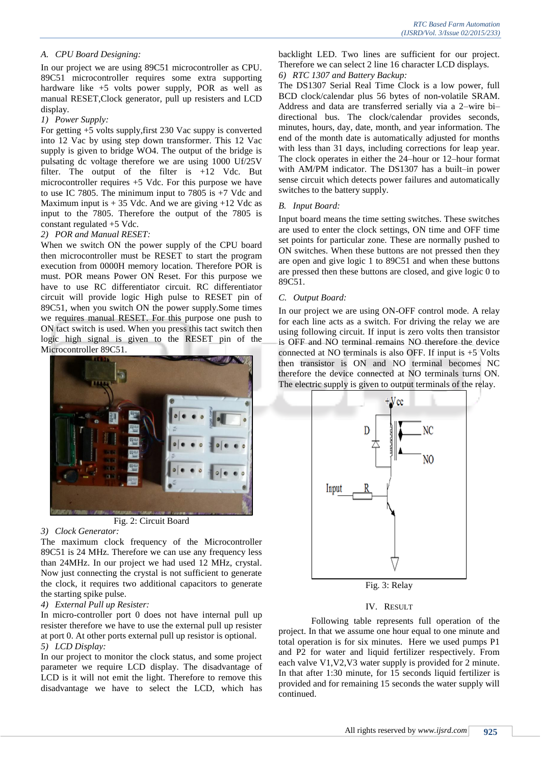### A. CPU Board Designing:

In our project we are using 89C51 microcontroller as CPU. 89C51 microcontroller requires some extra supporting hardware like +5 volts power supply, POR as well as manual RESET,Clock generator, pull up resisters and LCD display.

*1) Power Supply:*

For getting +5 volts supply,first 230 Vac suppy is converted into 12 Vac by using step down transformer. This 12 Vac supply is given to bridge WO4. The output of the bridge is pulsating dc voltage therefore we are using 1000 Uf/25V filter. The output of the filter is +12 Vdc. But microcontroller requires +5 Vdc. For this purpose we have to use IC 7805. The minimum input to 7805 is +7 Vdc and Maximum input is + 35 Vdc. And we are giving +12 Vdc as input to the 7805. Therefore the output of the 7805 is constant regulated +5 Vdc.

*2) POR and Manual RESET:*

When we switch ON the power supply of the CPU board then microcontroller must be RESET to start the program execution from 0000H memory location. Therefore POR is must. POR means Power ON Reset. For this purpose we have to use RC differentiator circuit. RC differentiator circuit will provide logic High pulse to RESET pin of 89C51, when you switch ON the power supply.Some times we requires manual RESET. For this purpose one push to ON tact switch is used. When you press this tact switch then logic high signal is given to the RESET pin of the Microcontroller 89C51.

Fig. 2: Circuit Board

*3) Clock Generator:*

The maximum clock frequency of the Microcontroller 89C51 is 24 MHz. Therefore we can use any frequency less than 24MHz. In our project we had used 12 MHz, crystal. Now just connecting the crystal is not sufficient to generate the clock, it requires two additional capacitors to generate the starting spike pulse.

*4) External Pull up Resister:*

In micro-controller port 0 does not have internal pull up resister therefore we have to use the external pull up resister at port 0. At other ports external pull up resistor is optional.

*5) LCD Display:*

In our project to monitor the clock status, and some project parameter we require LCD display. The disadvantage of LCD is it will not emit the light. Therefore to remove this disadvantage we have to select the LCD, which has backlight LED. Two lines are sufficient for our project. Therefore we can select 2 line 16 character LCD displays.

*6) RTC 1307 and Battery Backup:*

The DS1307 Serial Real Time Clock is a low power, full BCD clock/calendar plus 56 bytes of non-volatile SRAM. Address and data are transferred serially via a 2–wire bi–directional bus. The clock/calendar provides seconds, minutes, hours, day, date, month, and year information. The end of the month date is automatically adjusted for months with less than 31 days, including corrections for leap year. The clock operates in either the 24–hour or 12–hour format with AM/PM indicator. The DS1307 has a built–in power sense circuit which detects power failures and automatically switches to the battery supply.

### B. Input Board:

Input board means the time setting switches. These switches are used to enter the clock settings, ON time and OFF time set points for particular zone. These are normally pushed to ON switches. When these buttons are not pressed then they are open and give logic 1 to 89C51 and when these buttons are pressed then these buttons are closed, and give logic 0 to 89C51.

### C. Output Board:

In our project we are using ON-OFF control mode. A relay for each line acts as a switch. For driving the relay we are using following circuit. If input is zero volts then transistor is OFF and NO terminal remains NO therefore the device connected at NO terminals is also OFF. If input is +5 Volts then transistor is ON and NO terminal becomes NC therefore the device connected at NO terminals turns ON. The electric supply is given to output terminals of the relay.

Fig. 3: Relay

## IV. RESULT

Following table represents full operation of the project. In that we assume one hour equal to one minute and total operation is for six minutes. Here we used pumps P1 and P2 for water and liquid fertilizer respectively. From each valve V1,V2,V3 water supply is provided for 2 minute. In that after 1:30 minute, for 15 seconds liquid fertilizer is provided and for remaining 15 seconds the water supply will continued.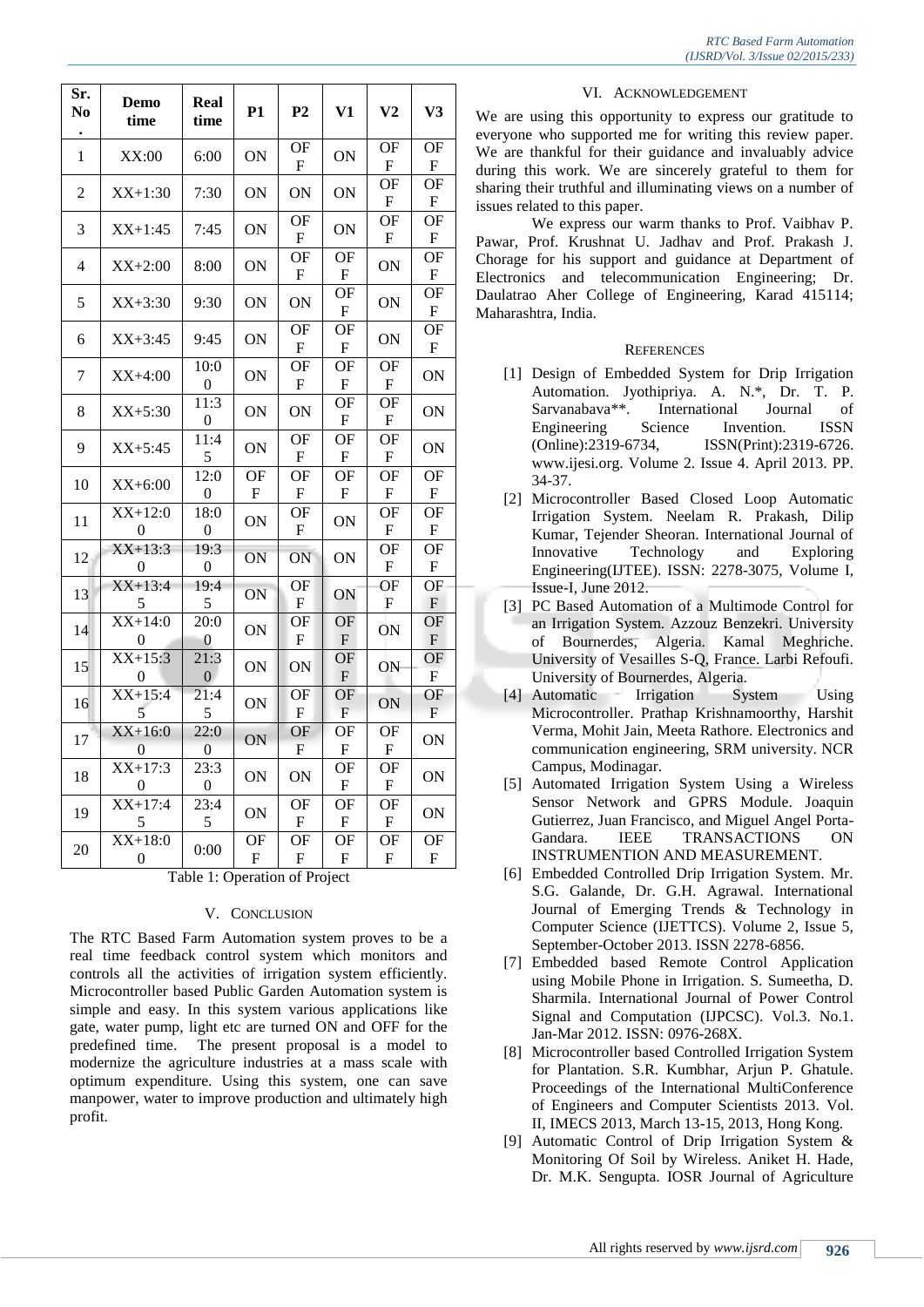| Sr. No. | Demo time | Real time | P1 | P2 | V1 | V2 | V3 |
|---|---|---|---|---|---|---|---|
| 1 | XX:00 | 6:00 | ON | OFF | ON | OFF | OFF |
| 2 | XX+1:30 | 7:30 | ON | ON | ON | OFF | OFF |
| 3 | XX+1:45 | 7:45 | ON | OFF | ON | OFF | OFF |
| 4 | XX+2:00 | 8:00 | ON | OFF | OFF | ON | OFF |
| 5 | XX+3:30 | 9:30 | ON | ON | OFF | ON | OFF |
| 6 | XX+3:45 | 9:45 | ON | OFF | OFF | ON | OFF |
| 7 | XX+4:00 | 10:00 | ON | OFF | OFF | OFF | ON |
| 8 | XX+5:30 | 11:30 | ON | ON | OFF | OFF | ON |
| 9 | XX+5:45 | 11:45 | ON | OFF | OFF | OFF | ON |
| 10 | XX+6:00 | 12:00 | OFF | OFF | OFF | OFF | OFF |
| 11 | XX+12:00 | 18:00 | ON | OFF | ON | OFF | OFF |
| 12 | XX+13:30 | 19:30 | ON | ON | ON | OFF | OFF |
| 13 | XX+13:45 | 19:45 | ON | OFF | ON | OFF | OFF |
| 14 | XX+14:00 | 20:00 | ON | OFF | OFF | ON | OFF |
| 15 | XX+15:30 | 21:30 | ON | ON | OFF | ON | OFF |
| 16 | XX+15:45 | 21:45 | ON | OFF | OFF | ON | OFF |
| 17 | XX+16:00 | 22:00 | ON | OFF | OFF | OFF | ON |
| 18 | XX+17:30 | 23:30 | ON | ON | OFF | OFF | ON |
| 19 | XX+17:45 | 23:45 | ON | OFF | OFF | OFF | ON |
| 20 | XX+18:00 | 0:00 | OFF | OFF | OFF | OFF | OFF |

Table 1: Operation of Project

## V. Conclusion

The RTC Based Farm Automation system proves to be a real time feedback control system which monitors and controls all the activities of irrigation system efficiently. Microcontroller based Public Garden Automation system is simple and easy. In this system various applications like gate, water pump, light etc are turned ON and OFF for the predefined time. The present proposal is a model to modernize the agriculture industries at a mass scale with optimum expenditure. Using this system, one can save manpower, water to improve production and ultimately high profit.

## VI. Acknowledgement

We are using this opportunity to express our gratitude to everyone who supported me for writing this review paper. We are thankful for their guidance and invaluably advice during this work. We are sincerely grateful to them for sharing their truthful and illuminating views on a number of issues related to this paper.

We express our warm thanks to Prof. Vaibhav P. Pawar, Prof. Krushnat U. Jadhav and Prof. Prakash J. Chorage for his support and guidance at Department of Electronics and telecommunication Engineering; Dr. Daulatrao Aher College of Engineering, Karad 415114; Maharashtra, India.

## References

[1] Design of Embedded System for Drip Irrigation Automation. Jyothipriya. A. N.*, Dr. T. P. Sarvanabava**. International Journal of Engineering Science Invention. ISSN (Online):2319-6734, ISSN(Print):2319-6726. www.ijesi.org. Volume 2. Issue 4. April 2013. PP. 34-37.

[2] Microcontroller Based Closed Loop Automatic Irrigation System. Neelam R. Prakash, Dilip Kumar, Tejender Sheoran. International Journal of Innovative Technology and Exploring Engineering(IJTEE). ISSN: 2278-3075, Volume I, Issue-I, June 2012.

[3] PC Based Automation of a Multimode Control for an Irrigation System. Azzouz Benzekri. University of Bournerdes, Algeria. Kamal Meghriche. University of Vesailles S-Q, France. Larbi Refoufi. University of Bournerdes, Algeria.

[4] Automatic Irrigation System Using Microcontroller. Prathap Krishnamoorthy, Harshit Verma, Mohit Jain, Meeta Rathore. Electronics and communication engineering, SRM university. NCR Campus, Modinagar.

[5] Automated Irrigation System Using a Wireless Sensor Network and GPRS Module. Joaquin Gutierrez, Juan Francisco, and Miguel Angel Porta-Gandara. IEEE TRANSACTIONS ON INSTRUMENTION AND MEASUREMENT.

[6] Embedded Controlled Drip Irrigation System. Mr. S.G. Galande, Dr. G.H. Agrawal. International Journal of Emerging Trends & Technology in Computer Science (IJETTCS). Volume 2, Issue 5, September-October 2013. ISSN 2278-6856.

[7] Embedded based Remote Control Application using Mobile Phone in Irrigation. S. Sumeetha, D. Sharmila. International Journal of Power Control Signal and Computation (IJPCSC). Vol.3. No.1. Jan-Mar 2012. ISSN: 0976-268X.

[8] Microcontroller based Controlled Irrigation System for Plantation. S.R. Kumbhar, Arjun P. Ghatule. Proceedings of the International MultiConference of Engineers and Computer Scientists 2013. Vol. II, IMECS 2013, March 13-15, 2013, Hong Kong.

[9] Automatic Control of Drip Irrigation System & Monitoring Of Soil by Wireless. Aniket H. Hade, Dr. M.K. Sengupta. IOSR Journal of Agriculture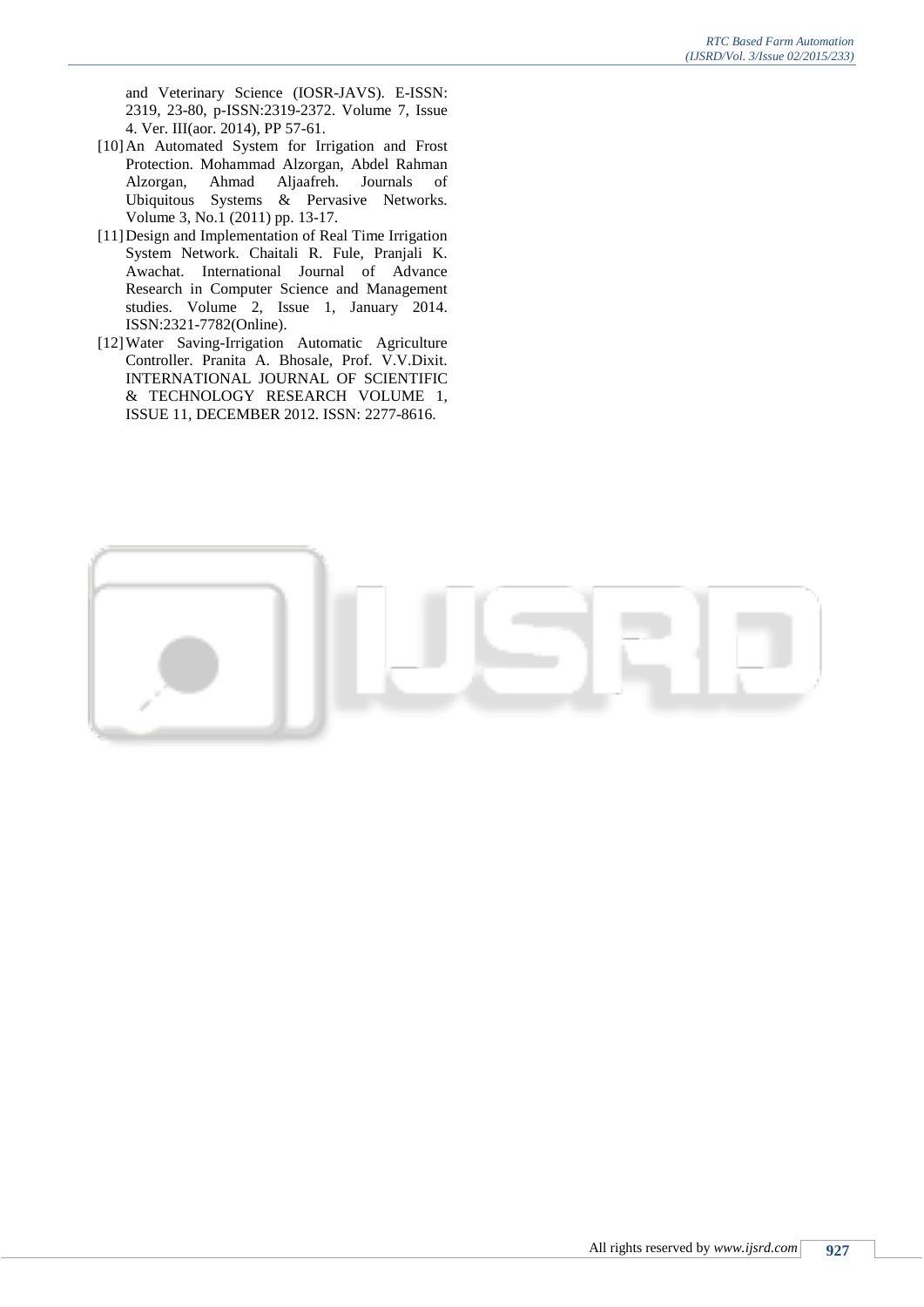and Veterinary Science (IOSR-JAVS). E-ISSN: 2319, 23-80, p-ISSN:2319-2372. Volume 7, Issue 4. Ver. III(aor. 2014), PP 57-61.

[10] An Automated System for Irrigation and Frost Protection. Mohammad Alzorgan, Abdel Rahman Alzorgan, Ahmad Aljaafreh. Journals of Ubiquitous Systems & Pervasive Networks. Volume 3, No.1 (2011) pp. 13-17.

[11] Design and Implementation of Real Time Irrigation System Network. Chaitali R. Fule, Pranjali K. Awachat. International Journal of Advance Research in Computer Science and Management studies. Volume 2, Issue 1, January 2014. ISSN:2321-7782(Online).

[12] Water Saving-Irrigation Automatic Agriculture Controller. Pranita A. Bhosale, Prof. V.V.Dixit. INTERNATIONAL JOURNAL OF SCIENTIFIC & TECHNOLOGY RESEARCH VOLUME 1, ISSUE 11, DECEMBER 2012. ISSN: 2277-8616.